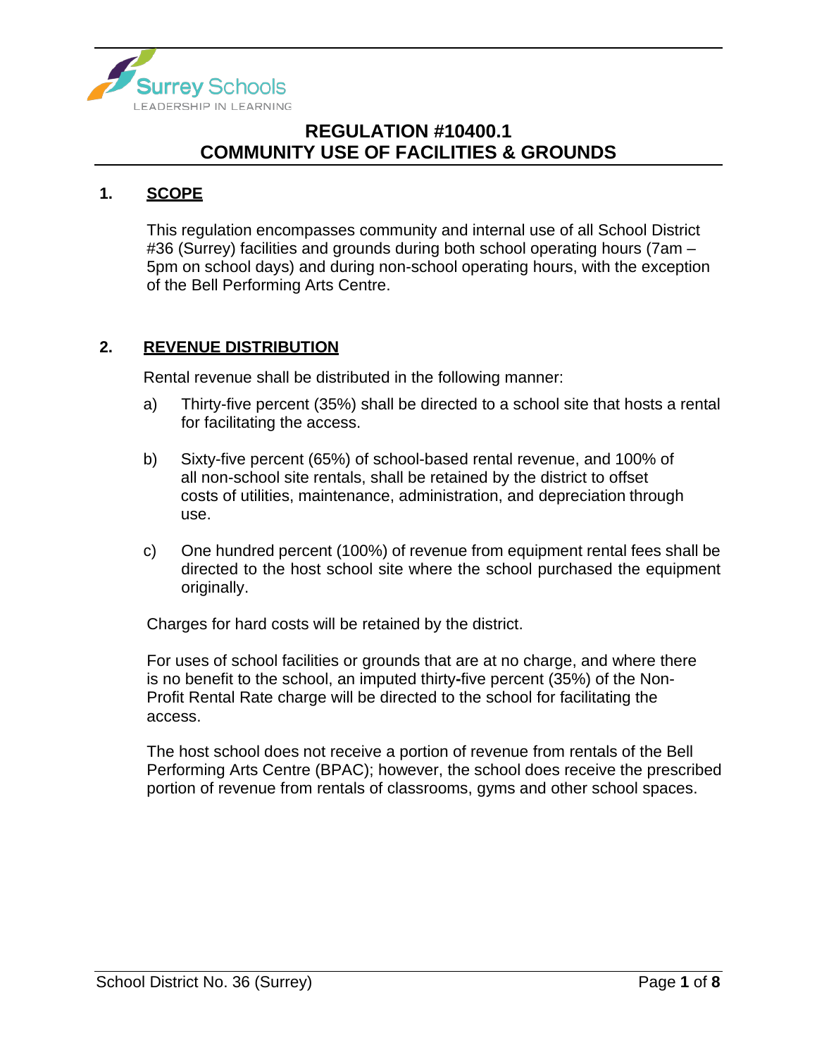# REGULATION #10400.1
# COMMUNITY USE OF FACILITIES & GROUNDS

## 1. SCOPE

This regulation encompasses community and internal use of all School District #36 (Surrey) facilities and grounds during both school operating hours (7am – 5pm on school days) and during non-school operating hours, with the exception of the Bell Performing Arts Centre.

## 2. REVENUE DISTRIBUTION

Rental revenue shall be distributed in the following manner:

a) Thirty-five percent (35%) shall be directed to a school site that hosts a rental for facilitating the access.

b) Sixty-five percent (65%) of school-based rental revenue, and 100% of all non-school site rentals, shall be retained by the district to offset costs of utilities, maintenance, administration, and depreciation through use.

c) One hundred percent (100%) of revenue from equipment rental fees shall be directed to the host school site where the school purchased the equipment originally.

Charges for hard costs will be retained by the district.

For uses of school facilities or grounds that are at no charge, and where there is no benefit to the school, an imputed thirty-five percent (35%) of the Non-Profit Rental Rate charge will be directed to the school for facilitating the access.

The host school does not receive a portion of revenue from rentals of the Bell Performing Arts Centre (BPAC); however, the school does receive the prescribed portion of revenue from rentals of classrooms, gyms and other school spaces.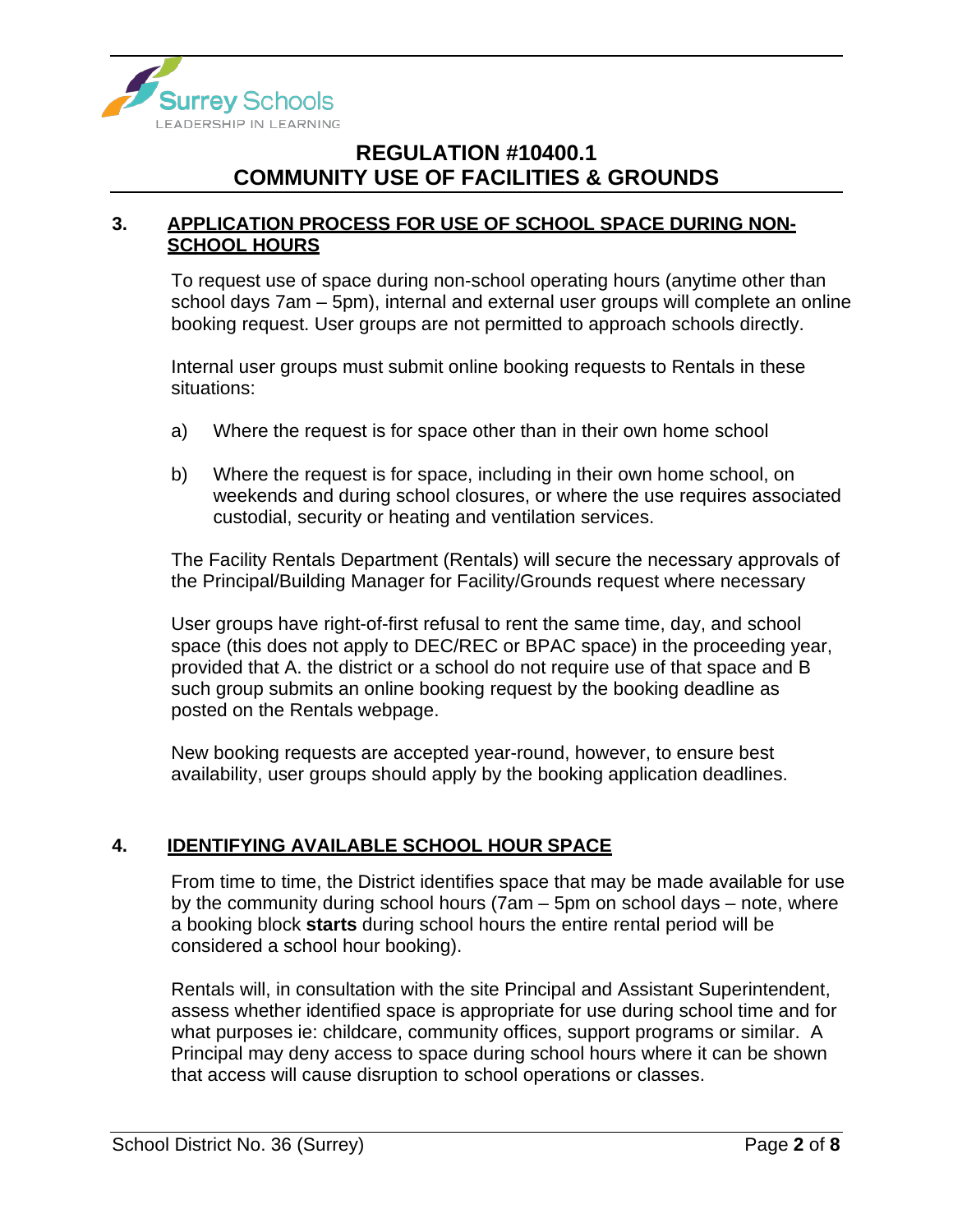### 3. APPLICATION PROCESS FOR USE OF SCHOOL SPACE DURING NON-SCHOOL HOURS

To request use of space during non-school operating hours (anytime other than school days 7am – 5pm), internal and external user groups will complete an online booking request. User groups are not permitted to approach schools directly.

Internal user groups must submit online booking requests to Rentals in these situations:

a) Where the request is for space other than in their own home school

b) Where the request is for space, including in their own home school, on weekends and during school closures, or where the use requires associated custodial, security or heating and ventilation services.

The Facility Rentals Department (Rentals) will secure the necessary approvals of the Principal/Building Manager for Facility/Grounds request where necessary

User groups have right-of-first refusal to rent the same time, day, and school space (this does not apply to DEC/REC or BPAC space) in the proceeding year, provided that A. the district or a school do not require use of that space and B such group submits an online booking request by the booking deadline as posted on the Rentals webpage.

New booking requests are accepted year-round, however, to ensure best availability, user groups should apply by the booking application deadlines.

### 4. IDENTIFYING AVAILABLE SCHOOL HOUR SPACE

From time to time, the District identifies space that may be made available for use by the community during school hours (7am – 5pm on school days – note, where a booking block **starts** during school hours the entire rental period will be considered a school hour booking).

Rentals will, in consultation with the site Principal and Assistant Superintendent, assess whether identified space is appropriate for use during school time and for what purposes ie: childcare, community offices, support programs or similar. A Principal may deny access to space during school hours where it can be shown that access will cause disruption to school operations or classes.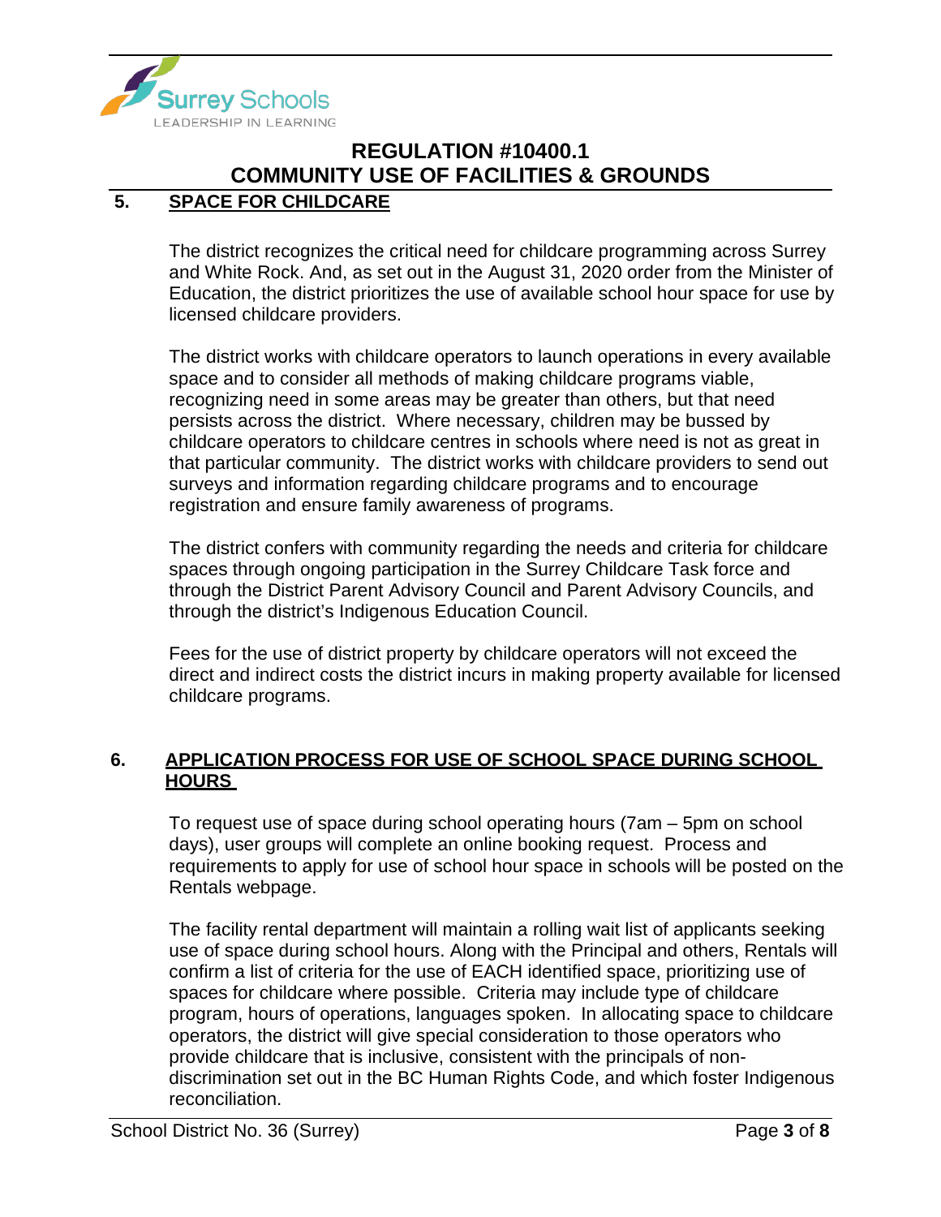## 5. SPACE FOR CHILDCARE

The district recognizes the critical need for childcare programming across Surrey and White Rock. And, as set out in the August 31, 2020 order from the Minister of Education, the district prioritizes the use of available school hour space for use by licensed childcare providers.

The district works with childcare operators to launch operations in every available space and to consider all methods of making childcare programs viable, recognizing need in some areas may be greater than others, but that need persists across the district. Where necessary, children may be bussed by childcare operators to childcare centres in schools where need is not as great in that particular community. The district works with childcare providers to send out surveys and information regarding childcare programs and to encourage registration and ensure family awareness of programs.

The district confers with community regarding the needs and criteria for childcare spaces through ongoing participation in the Surrey Childcare Task force and through the District Parent Advisory Council and Parent Advisory Councils, and through the district's Indigenous Education Council.

Fees for the use of district property by childcare operators will not exceed the direct and indirect costs the district incurs in making property available for licensed childcare programs.

## 6. APPLICATION PROCESS FOR USE OF SCHOOL SPACE DURING SCHOOL HOURS

To request use of space during school operating hours (7am – 5pm on school days), user groups will complete an online booking request. Process and requirements to apply for use of school hour space in schools will be posted on the Rentals webpage.

The facility rental department will maintain a rolling wait list of applicants seeking use of space during school hours. Along with the Principal and others, Rentals will confirm a list of criteria for the use of EACH identified space, prioritizing use of spaces for childcare where possible. Criteria may include type of childcare program, hours of operations, languages spoken. In allocating space to childcare operators, the district will give special consideration to those operators who provide childcare that is inclusive, consistent with the principals of non-discrimination set out in the BC Human Rights Code, and which foster Indigenous reconciliation.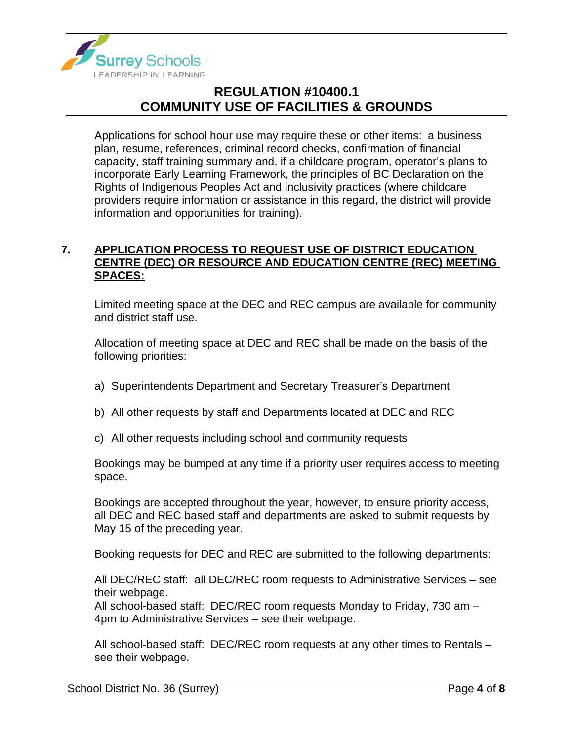Applications for school hour use may require these or other items: a business plan, resume, references, criminal record checks, confirmation of financial capacity, staff training summary and, if a childcare program, operator's plans to incorporate Early Learning Framework, the principles of BC Declaration on the Rights of Indigenous Peoples Act and inclusivity practices (where childcare providers require information or assistance in this regard, the district will provide information and opportunities for training).

## 7. APPLICATION PROCESS TO REQUEST USE OF DISTRICT EDUCATION CENTRE (DEC) OR RESOURCE AND EDUCATION CENTRE (REC) MEETING SPACES:

Limited meeting space at the DEC and REC campus are available for community and district staff use.

Allocation of meeting space at DEC and REC shall be made on the basis of the following priorities:

a) Superintendents Department and Secretary Treasurer's Department

b) All other requests by staff and Departments located at DEC and REC

c) All other requests including school and community requests

Bookings may be bumped at any time if a priority user requires access to meeting space.

Bookings are accepted throughout the year, however, to ensure priority access, all DEC and REC based staff and departments are asked to submit requests by May 15 of the preceding year.

Booking requests for DEC and REC are submitted to the following departments:

All DEC/REC staff: all DEC/REC room requests to Administrative Services – see their webpage.
All school-based staff: DEC/REC room requests Monday to Friday, 730 am – 4pm to Administrative Services – see their webpage.

All school-based staff: DEC/REC room requests at any other times to Rentals – see their webpage.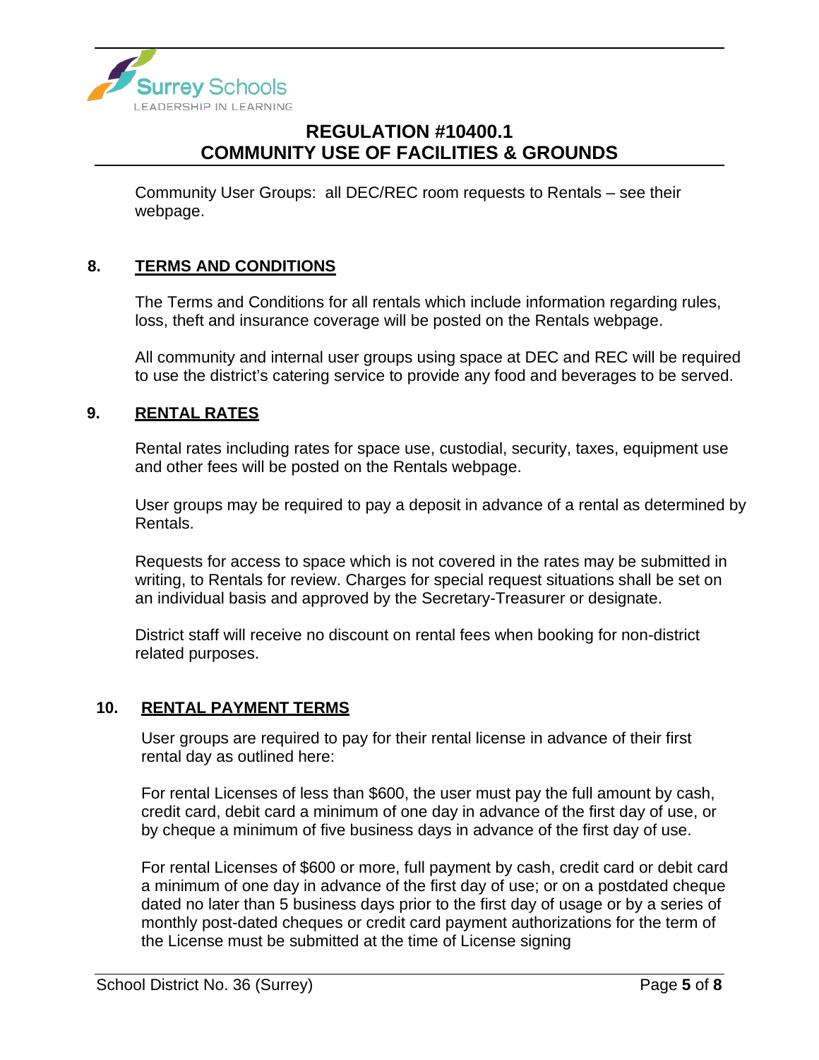Community User Groups: all DEC/REC room requests to Rentals – see their webpage.

## 8. TERMS AND CONDITIONS

The Terms and Conditions for all rentals which include information regarding rules, loss, theft and insurance coverage will be posted on the Rentals webpage.

All community and internal user groups using space at DEC and REC will be required to use the district's catering service to provide any food and beverages to be served.

## 9. RENTAL RATES

Rental rates including rates for space use, custodial, security, taxes, equipment use and other fees will be posted on the Rentals webpage.

User groups may be required to pay a deposit in advance of a rental as determined by Rentals.

Requests for access to space which is not covered in the rates may be submitted in writing, to Rentals for review. Charges for special request situations shall be set on an individual basis and approved by the Secretary-Treasurer or designate.

District staff will receive no discount on rental fees when booking for non-district related purposes.

## 10. RENTAL PAYMENT TERMS

User groups are required to pay for their rental license in advance of their first rental day as outlined here:

For rental Licenses of less than $600, the user must pay the full amount by cash, credit card, debit card a minimum of one day in advance of the first day of use, or by cheque a minimum of five business days in advance of the first day of use.

For rental Licenses of $600 or more, full payment by cash, credit card or debit card a minimum of one day in advance of the first day of use; or on a postdated cheque dated no later than 5 business days prior to the first day of usage or by a series of monthly post-dated cheques or credit card payment authorizations for the term of the License must be submitted at the time of License signing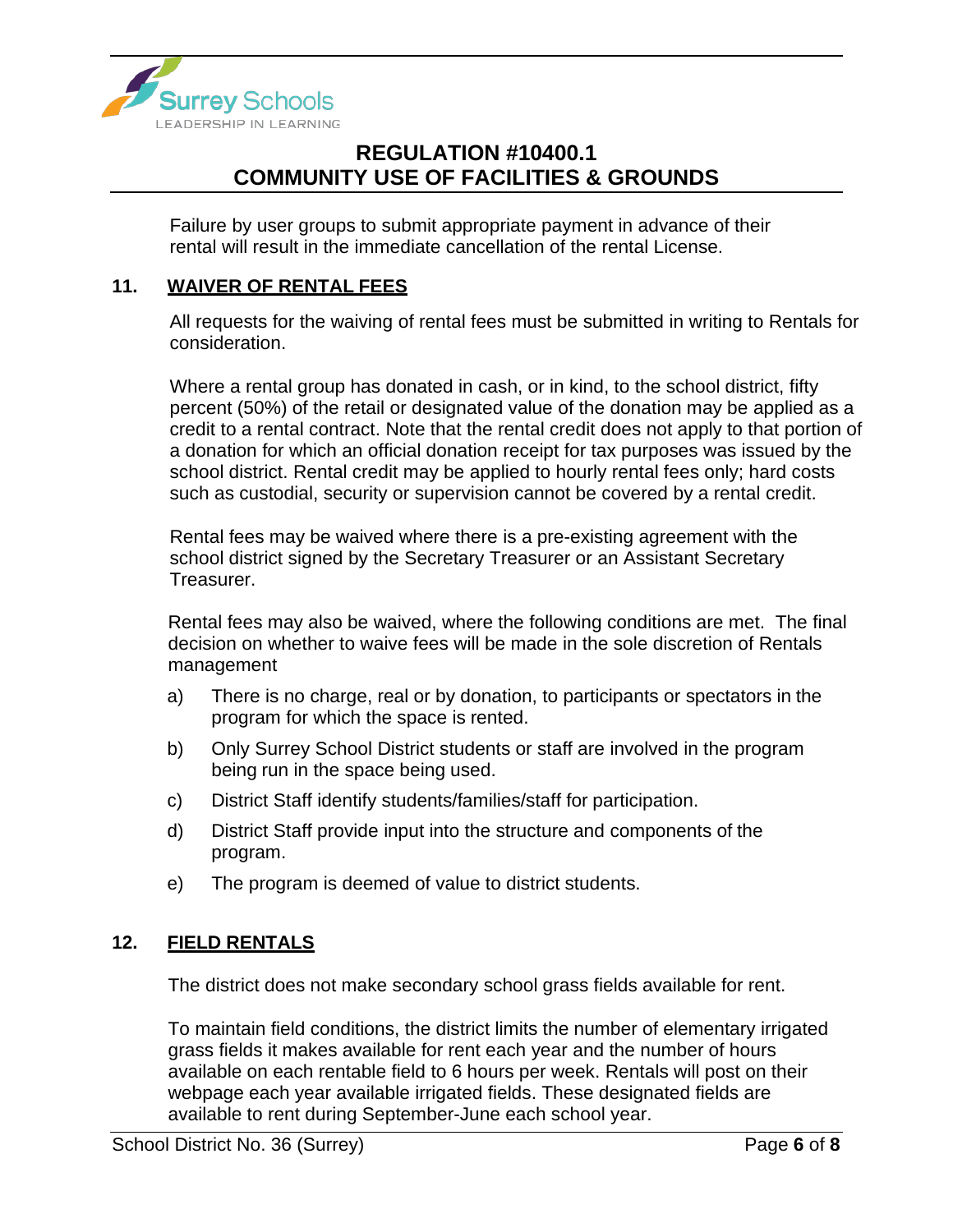Failure by user groups to submit appropriate payment in advance of their rental will result in the immediate cancellation of the rental License.

## 11. WAIVER OF RENTAL FEES

All requests for the waiving of rental fees must be submitted in writing to Rentals for consideration.

Where a rental group has donated in cash, or in kind, to the school district, fifty percent (50%) of the retail or designated value of the donation may be applied as a credit to a rental contract. Note that the rental credit does not apply to that portion of a donation for which an official donation receipt for tax purposes was issued by the school district. Rental credit may be applied to hourly rental fees only; hard costs such as custodial, security or supervision cannot be covered by a rental credit.

Rental fees may be waived where there is a pre-existing agreement with the school district signed by the Secretary Treasurer or an Assistant Secretary Treasurer.

Rental fees may also be waived, where the following conditions are met. The final decision on whether to waive fees will be made in the sole discretion of Rentals management

a) There is no charge, real or by donation, to participants or spectators in the program for which the space is rented.

b) Only Surrey School District students or staff are involved in the program being run in the space being used.

c) District Staff identify students/families/staff for participation.

d) District Staff provide input into the structure and components of the program.

e) The program is deemed of value to district students.

## 12. FIELD RENTALS

The district does not make secondary school grass fields available for rent.

To maintain field conditions, the district limits the number of elementary irrigated grass fields it makes available for rent each year and the number of hours available on each rentable field to 6 hours per week. Rentals will post on their webpage each year available irrigated fields. These designated fields are available to rent during September-June each school year.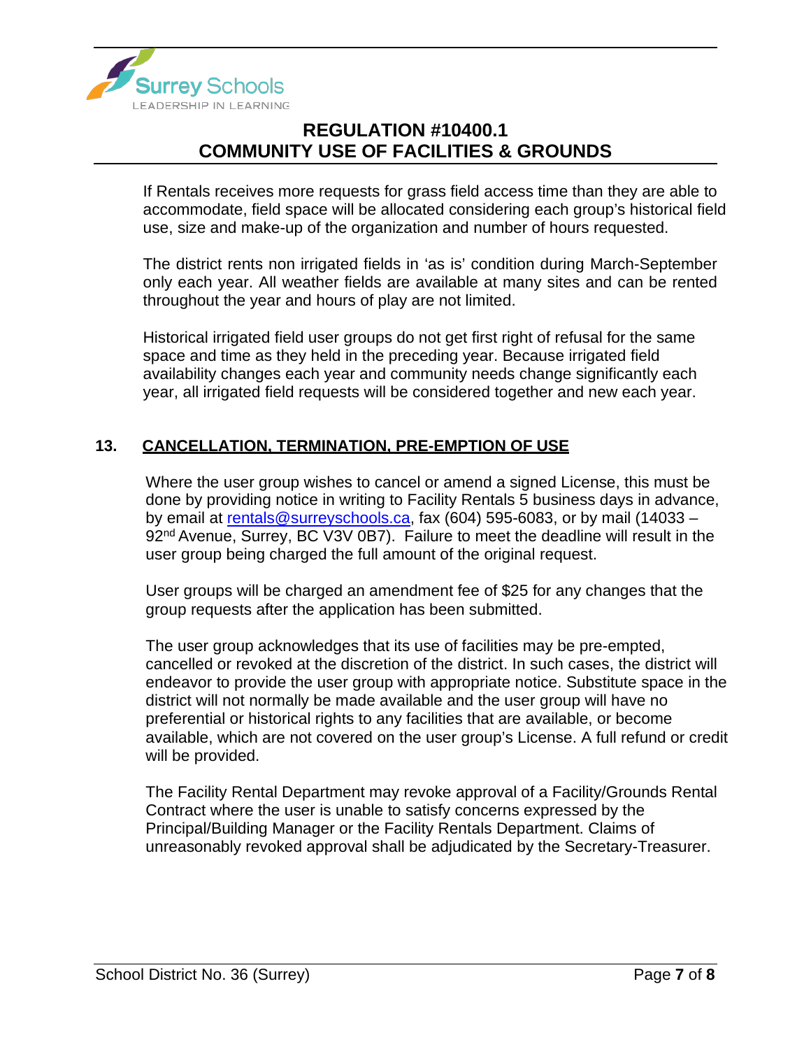If Rentals receives more requests for grass field access time than they are able to accommodate, field space will be allocated considering each group's historical field use, size and make-up of the organization and number of hours requested.

The district rents non irrigated fields in 'as is' condition during March-September only each year. All weather fields are available at many sites and can be rented throughout the year and hours of play are not limited.

Historical irrigated field user groups do not get first right of refusal for the same space and time as they held in the preceding year. Because irrigated field availability changes each year and community needs change significantly each year, all irrigated field requests will be considered together and new each year.

## 13. CANCELLATION, TERMINATION, PRE-EMPTION OF USE

Where the user group wishes to cancel or amend a signed License, this must be done by providing notice in writing to Facility Rentals 5 business days in advance, by email at rentals@surreyschools.ca, fax (604) 595-6083, or by mail (14033 – 92nd Avenue, Surrey, BC V3V 0B7). Failure to meet the deadline will result in the user group being charged the full amount of the original request.

User groups will be charged an amendment fee of $25 for any changes that the group requests after the application has been submitted.

The user group acknowledges that its use of facilities may be pre-empted, cancelled or revoked at the discretion of the district. In such cases, the district will endeavor to provide the user group with appropriate notice. Substitute space in the district will not normally be made available and the user group will have no preferential or historical rights to any facilities that are available, or become available, which are not covered on the user group's License. A full refund or credit will be provided.

The Facility Rental Department may revoke approval of a Facility/Grounds Rental Contract where the user is unable to satisfy concerns expressed by the Principal/Building Manager or the Facility Rentals Department. Claims of unreasonably revoked approval shall be adjudicated by the Secretary-Treasurer.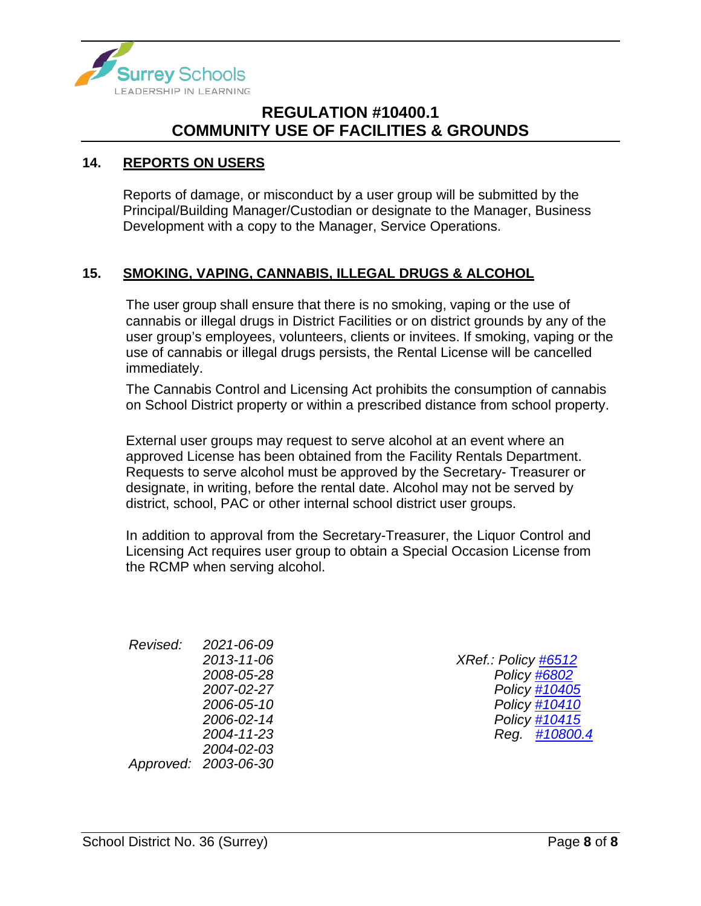## 14. REPORTS ON USERS

Reports of damage, or misconduct by a user group will be submitted by the Principal/Building Manager/Custodian or designate to the Manager, Business Development with a copy to the Manager, Service Operations.

## 15. SMOKING, VAPING, CANNABIS, ILLEGAL DRUGS & ALCOHOL

The user group shall ensure that there is no smoking, vaping or the use of cannabis or illegal drugs in District Facilities or on district grounds by any of the user group's employees, volunteers, clients or invitees. If smoking, vaping or the use of cannabis or illegal drugs persists, the Rental License will be cancelled immediately.

The Cannabis Control and Licensing Act prohibits the consumption of cannabis on School District property or within a prescribed distance from school property.

External user groups may request to serve alcohol at an event where an approved License has been obtained from the Facility Rentals Department. Requests to serve alcohol must be approved by the Secretary- Treasurer or designate, in writing, before the rental date. Alcohol may not be served by district, school, PAC or other internal school district user groups.

In addition to approval from the Secretary-Treasurer, the Liquor Control and Licensing Act requires user group to obtain a Special Occasion License from the RCMP when serving alcohol.

*Revised: 2021-06-09*
*2013-11-06*
*2008-05-28*
*2007-02-27*
*2006-05-10*
*2006-02-14*
*2004-11-23*
*2004-02-03*
*Approved: 2003-06-30*

*XRef.: Policy #6512*
*Policy #6802*
*Policy #10405*
*Policy #10410*
*Policy #10415*
*Reg. #10800.4*